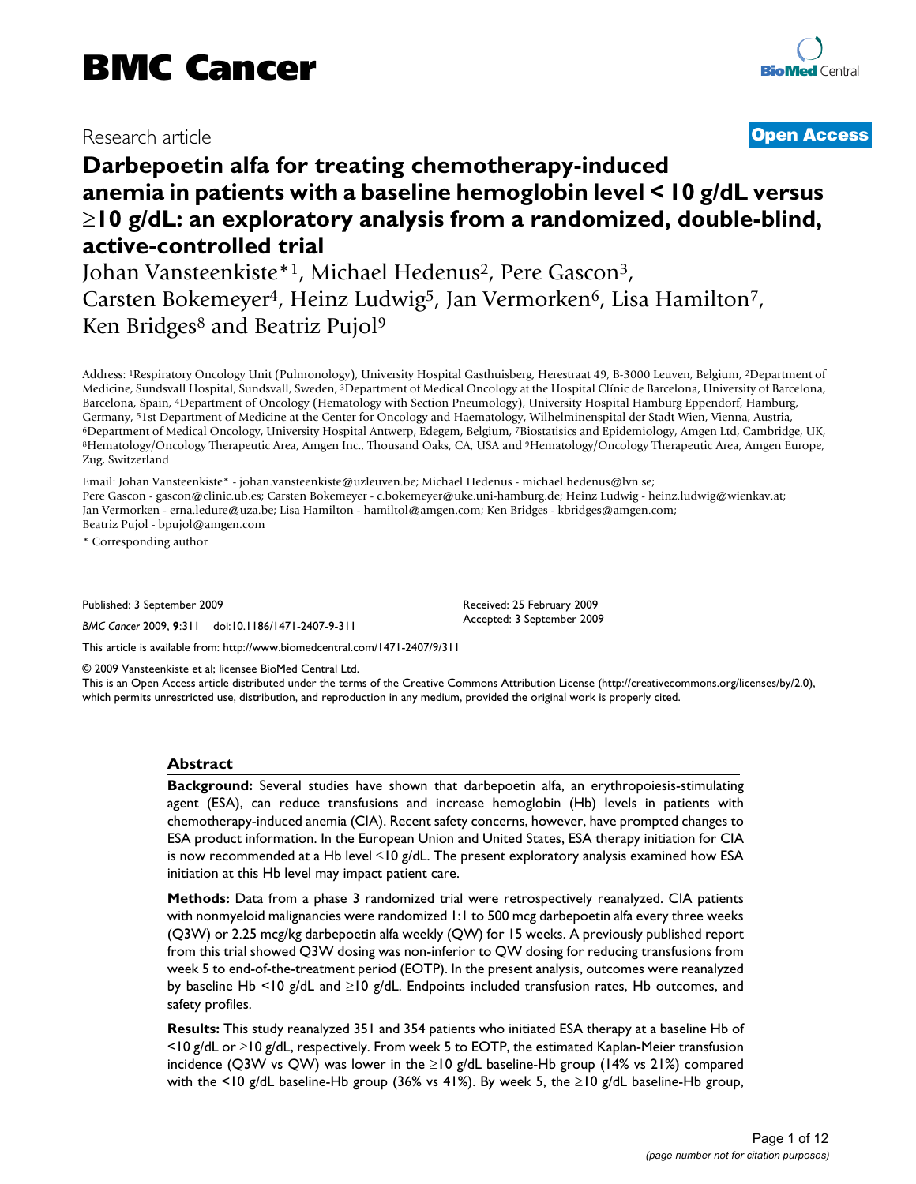# BMC Cancer

Research article

**Open Access**

# Darbepoetin alfa for treating chemotherapy-induced anemia in patients with a baseline hemoglobin level < 10 g/dL versus ≥10 g/dL: an exploratory analysis from a randomized, double-blind, active-controlled trial

Johan Vansteenkiste*[1], Michael Hedenus[2], Pere Gascon[3], Carsten Bokemeyer[4], Heinz Ludwig[5], Jan Vermorken[6], Lisa Hamilton[7], Ken Bridges[8] and Beatriz Pujol[9]

Address: [1]Respiratory Oncology Unit (Pulmonology), University Hospital Gasthuisberg, Herestraat 49, B-3000 Leuven, Belgium, [2]Department of Medicine, Sundsvall Hospital, Sundsvall, Sweden, [3]Department of Medical Oncology at the Hospital Clínic de Barcelona, University of Barcelona, Barcelona, Spain, [4]Department of Oncology (Hematology with Section Pneumology), University Hospital Hamburg Eppendorf, Hamburg, Germany, [5]1st Department of Medicine at the Center for Oncology and Haematology, Wilhelminenspital der Stadt Wien, Vienna, Austria, [6]Department of Medical Oncology, University Hospital Antwerp, Edegem, Belgium, [7]Biostatisics and Epidemiology, Amgen Ltd, Cambridge, UK, [8]Hematology/Oncology Therapeutic Area, Amgen Inc., Thousand Oaks, CA, USA and [9]Hematology/Oncology Therapeutic Area, Amgen Europe, Zug, Switzerland

Email: Johan Vansteenkiste* - johan.vansteenkiste@uzleuven.be; Michael Hedenus - michael.hedenus@lvn.se; Pere Gascon - gascon@clinic.ub.es; Carsten Bokemeyer - c.bokemeyer@uke.uni-hamburg.de; Heinz Ludwig - heinz.ludwig@wienkav.at; Jan Vermorken - erna.ledure@uza.be; Lisa Hamilton - hamiltol@amgen.com; Ken Bridges - kbridges@amgen.com; Beatriz Pujol - bpujol@amgen.com

* Corresponding author

Published: 3 September 2009

*BMC Cancer* 2009, **9**:311 doi:10.1186/1471-2407-9-311

Received: 25 February 2009
Accepted: 3 September 2009

This article is available from: http://www.biomedcentral.com/1471-2407/9/311

© 2009 Vansteenkiste et al; licensee BioMed Central Ltd.
This is an Open Access article distributed under the terms of the Creative Commons Attribution License (http://creativecommons.org/licenses/by/2.0), which permits unrestricted use, distribution, and reproduction in any medium, provided the original work is properly cited.

## Abstract

**Background:** Several studies have shown that darbepoetin alfa, an erythropoiesis-stimulating agent (ESA), can reduce transfusions and increase hemoglobin (Hb) levels in patients with chemotherapy-induced anemia (CIA). Recent safety concerns, however, have prompted changes to ESA product information. In the European Union and United States, ESA therapy initiation for CIA is now recommended at a Hb level ≤10 g/dL. The present exploratory analysis examined how ESA initiation at this Hb level may impact patient care.

**Methods:** Data from a phase 3 randomized trial were retrospectively reanalyzed. CIA patients with nonmyeloid malignancies were randomized 1:1 to 500 mcg darbepoetin alfa every three weeks (Q3W) or 2.25 mcg/kg darbepoetin alfa weekly (QW) for 15 weeks. A previously published report from this trial showed Q3W dosing was non-inferior to QW dosing for reducing transfusions from week 5 to end-of-the-treatment period (EOTP). In the present analysis, outcomes were reanalyzed by baseline Hb <10 g/dL and ≥10 g/dL. Endpoints included transfusion rates, Hb outcomes, and safety profiles.

**Results:** This study reanalyzed 351 and 354 patients who initiated ESA therapy at a baseline Hb of <10 g/dL or ≥10 g/dL, respectively. From week 5 to EOTP, the estimated Kaplan-Meier transfusion incidence (Q3W vs QW) was lower in the ≥10 g/dL baseline-Hb group (14% vs 21%) compared with the <10 g/dL baseline-Hb group (36% vs 41%). By week 5, the ≥10 g/dL baseline-Hb group,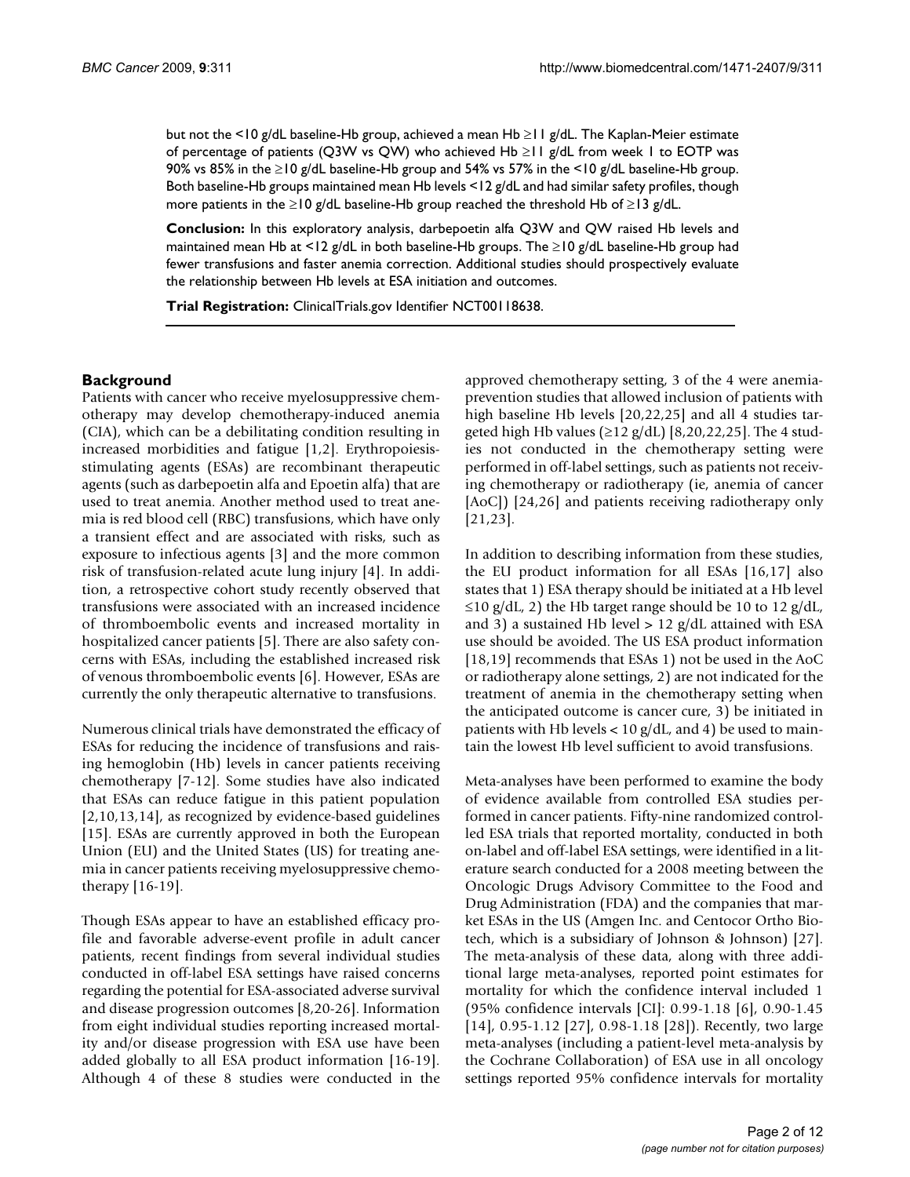but not the <10 g/dL baseline-Hb group, achieved a mean Hb ≥11 g/dL. The Kaplan-Meier estimate of percentage of patients (Q3W vs QW) who achieved Hb ≥11 g/dL from week 1 to EOTP was 90% vs 85% in the ≥10 g/dL baseline-Hb group and 54% vs 57% in the <10 g/dL baseline-Hb group. Both baseline-Hb groups maintained mean Hb levels <12 g/dL and had similar safety profiles, though more patients in the ≥10 g/dL baseline-Hb group reached the threshold Hb of ≥13 g/dL.

**Conclusion:** In this exploratory analysis, darbepoetin alfa Q3W and QW raised Hb levels and maintained mean Hb at <12 g/dL in both baseline-Hb groups. The ≥10 g/dL baseline-Hb group had fewer transfusions and faster anemia correction. Additional studies should prospectively evaluate the relationship between Hb levels at ESA initiation and outcomes.

**Trial Registration:** ClinicalTrials.gov Identifier NCT00118638.

## Background

Patients with cancer who receive myelosuppressive chemotherapy may develop chemotherapy-induced anemia (CIA), which can be a debilitating condition resulting in increased morbidities and fatigue [1,2]. Erythropoiesis-stimulating agents (ESAs) are recombinant therapeutic agents (such as darbepoetin alfa and Epoetin alfa) that are used to treat anemia. Another method used to treat anemia is red blood cell (RBC) transfusions, which have only a transient effect and are associated with risks, such as exposure to infectious agents [3] and the more common risk of transfusion-related acute lung injury [4]. In addition, a retrospective cohort study recently observed that transfusions were associated with an increased incidence of thromboembolic events and increased mortality in hospitalized cancer patients [5]. There are also safety concerns with ESAs, including the established increased risk of venous thromboembolic events [6]. However, ESAs are currently the only therapeutic alternative to transfusions.

Numerous clinical trials have demonstrated the efficacy of ESAs for reducing the incidence of transfusions and raising hemoglobin (Hb) levels in cancer patients receiving chemotherapy [7-12]. Some studies have also indicated that ESAs can reduce fatigue in this patient population [2,10,13,14], as recognized by evidence-based guidelines [15]. ESAs are currently approved in both the European Union (EU) and the United States (US) for treating anemia in cancer patients receiving myelosuppressive chemotherapy [16-19].

Though ESAs appear to have an established efficacy profile and favorable adverse-event profile in adult cancer patients, recent findings from several individual studies conducted in off-label ESA settings have raised concerns regarding the potential for ESA-associated adverse survival and disease progression outcomes [8,20-26]. Information from eight individual studies reporting increased mortality and/or disease progression with ESA use have been added globally to all ESA product information [16-19]. Although 4 of these 8 studies were conducted in the approved chemotherapy setting, 3 of the 4 were anemia-prevention studies that allowed inclusion of patients with high baseline Hb levels [20,22,25] and all 4 studies targeted high Hb values (≥12 g/dL) [8,20,22,25]. The 4 studies not conducted in the chemotherapy setting were performed in off-label settings, such as patients not receiving chemotherapy or radiotherapy (ie, anemia of cancer [AoC]) [24,26] and patients receiving radiotherapy only [21,23].

In addition to describing information from these studies, the EU product information for all ESAs [16,17] also states that 1) ESA therapy should be initiated at a Hb level ≤10 g/dL, 2) the Hb target range should be 10 to 12 g/dL, and 3) a sustained Hb level > 12 g/dL attained with ESA use should be avoided. The US ESA product information [18,19] recommends that ESAs 1) not be used in the AoC or radiotherapy alone settings, 2) are not indicated for the treatment of anemia in the chemotherapy setting when the anticipated outcome is cancer cure, 3) be initiated in patients with Hb levels < 10 g/dL, and 4) be used to maintain the lowest Hb level sufficient to avoid transfusions.

Meta-analyses have been performed to examine the body of evidence available from controlled ESA studies performed in cancer patients. Fifty-nine randomized controlled ESA trials that reported mortality, conducted in both on-label and off-label ESA settings, were identified in a literature search conducted for a 2008 meeting between the Oncologic Drugs Advisory Committee to the Food and Drug Administration (FDA) and the companies that market ESAs in the US (Amgen Inc. and Centocor Ortho Biotech, which is a subsidiary of Johnson & Johnson) [27]. The meta-analysis of these data, along with three additional large meta-analyses, reported point estimates for mortality for which the confidence interval included 1 (95% confidence intervals [CI]: 0.99-1.18 [6], 0.90-1.45 [14], 0.95-1.12 [27], 0.98-1.18 [28]). Recently, two large meta-analyses (including a patient-level meta-analysis by the Cochrane Collaboration) of ESA use in all oncology settings reported 95% confidence intervals for mortality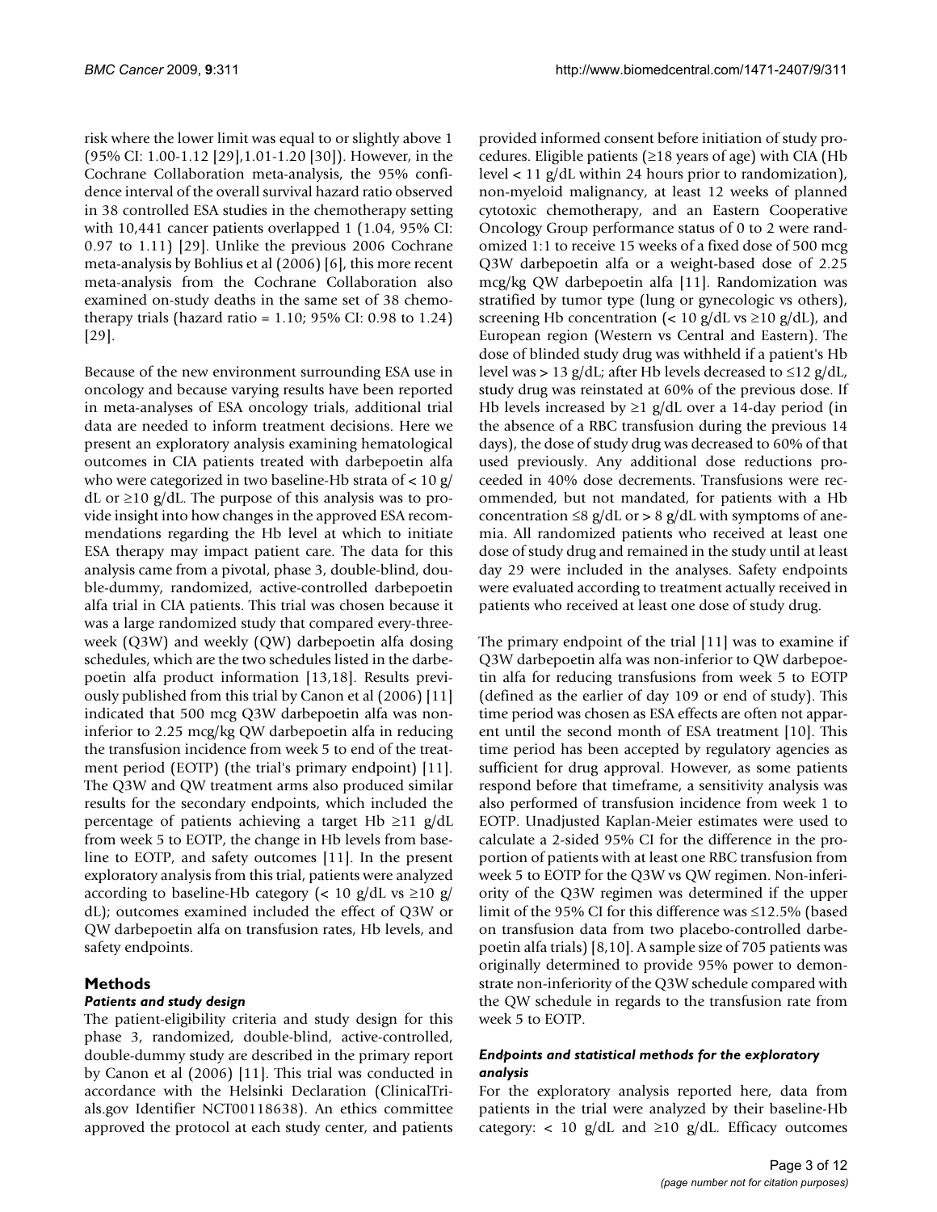risk where the lower limit was equal to or slightly above 1 (95% CI: 1.00-1.12 [29],1.01-1.20 [30]). However, in the Cochrane Collaboration meta-analysis, the 95% confidence interval of the overall survival hazard ratio observed in 38 controlled ESA studies in the chemotherapy setting with 10,441 cancer patients overlapped 1 (1.04, 95% CI: 0.97 to 1.11) [29]. Unlike the previous 2006 Cochrane meta-analysis by Bohlius et al (2006) [6], this more recent meta-analysis from the Cochrane Collaboration also examined on-study deaths in the same set of 38 chemotherapy trials (hazard ratio = 1.10; 95% CI: 0.98 to 1.24) [29].

Because of the new environment surrounding ESA use in oncology and because varying results have been reported in meta-analyses of ESA oncology trials, additional trial data are needed to inform treatment decisions. Here we present an exploratory analysis examining hematological outcomes in CIA patients treated with darbepoetin alfa who were categorized in two baseline-Hb strata of < 10 g/dL or ≥10 g/dL. The purpose of this analysis was to provide insight into how changes in the approved ESA recommendations regarding the Hb level at which to initiate ESA therapy may impact patient care. The data for this analysis came from a pivotal, phase 3, double-blind, double-dummy, randomized, active-controlled darbepoetin alfa trial in CIA patients. This trial was chosen because it was a large randomized study that compared every-three-week (Q3W) and weekly (QW) darbepoetin alfa dosing schedules, which are the two schedules listed in the darbepoetin alfa product information [13,18]. Results previously published from this trial by Canon et al (2006) [11] indicated that 500 mcg Q3W darbepoetin alfa was non-inferior to 2.25 mcg/kg QW darbepoetin alfa in reducing the transfusion incidence from week 5 to end of the treatment period (EOTP) (the trial's primary endpoint) [11]. The Q3W and QW treatment arms also produced similar results for the secondary endpoints, which included the percentage of patients achieving a target Hb ≥11 g/dL from week 5 to EOTP, the change in Hb levels from baseline to EOTP, and safety outcomes [11]. In the present exploratory analysis from this trial, patients were analyzed according to baseline-Hb category (< 10 g/dL vs ≥10 g/dL); outcomes examined included the effect of Q3W or QW darbepoetin alfa on transfusion rates, Hb levels, and safety endpoints.

## Methods

### *Patients and study design*

The patient-eligibility criteria and study design for this phase 3, randomized, double-blind, active-controlled, double-dummy study are described in the primary report by Canon et al (2006) [11]. This trial was conducted in accordance with the Helsinki Declaration (ClinicalTrials.gov Identifier NCT00118638). An ethics committee approved the protocol at each study center, and patients provided informed consent before initiation of study procedures. Eligible patients (≥18 years of age) with CIA (Hb level < 11 g/dL within 24 hours prior to randomization), non-myeloid malignancy, at least 12 weeks of planned cytotoxic chemotherapy, and an Eastern Cooperative Oncology Group performance status of 0 to 2 were randomized 1:1 to receive 15 weeks of a fixed dose of 500 mcg Q3W darbepoetin alfa or a weight-based dose of 2.25 mcg/kg QW darbepoetin alfa [11]. Randomization was stratified by tumor type (lung or gynecologic vs others), screening Hb concentration (< 10 g/dL vs ≥10 g/dL), and European region (Western vs Central and Eastern). The dose of blinded study drug was withheld if a patient's Hb level was > 13 g/dL; after Hb levels decreased to ≤12 g/dL, study drug was reinstated at 60% of the previous dose. If Hb levels increased by ≥1 g/dL over a 14-day period (in the absence of a RBC transfusion during the previous 14 days), the dose of study drug was decreased to 60% of that used previously. Any additional dose reductions proceeded in 40% dose decrements. Transfusions were recommended, but not mandated, for patients with a Hb concentration ≤8 g/dL or > 8 g/dL with symptoms of anemia. All randomized patients who received at least one dose of study drug and remained in the study until at least day 29 were included in the analyses. Safety endpoints were evaluated according to treatment actually received in patients who received at least one dose of study drug.

The primary endpoint of the trial [11] was to examine if Q3W darbepoetin alfa was non-inferior to QW darbepoetin alfa for reducing transfusions from week 5 to EOTP (defined as the earlier of day 109 or end of study). This time period was chosen as ESA effects are often not apparent until the second month of ESA treatment [10]. This time period has been accepted by regulatory agencies as sufficient for drug approval. However, as some patients respond before that timeframe, a sensitivity analysis was also performed of transfusion incidence from week 1 to EOTP. Unadjusted Kaplan-Meier estimates were used to calculate a 2-sided 95% CI for the difference in the proportion of patients with at least one RBC transfusion from week 5 to EOTP for the Q3W vs QW regimen. Non-inferiority of the Q3W regimen was determined if the upper limit of the 95% CI for this difference was ≤12.5% (based on transfusion data from two placebo-controlled darbepoetin alfa trials) [8,10]. A sample size of 705 patients was originally determined to provide 95% power to demonstrate non-inferiority of the Q3W schedule compared with the QW schedule in regards to the transfusion rate from week 5 to EOTP.

### *Endpoints and statistical methods for the exploratory analysis*

For the exploratory analysis reported here, data from patients in the trial were analyzed by their baseline-Hb category: < 10 g/dL and ≥10 g/dL. Efficacy outcomes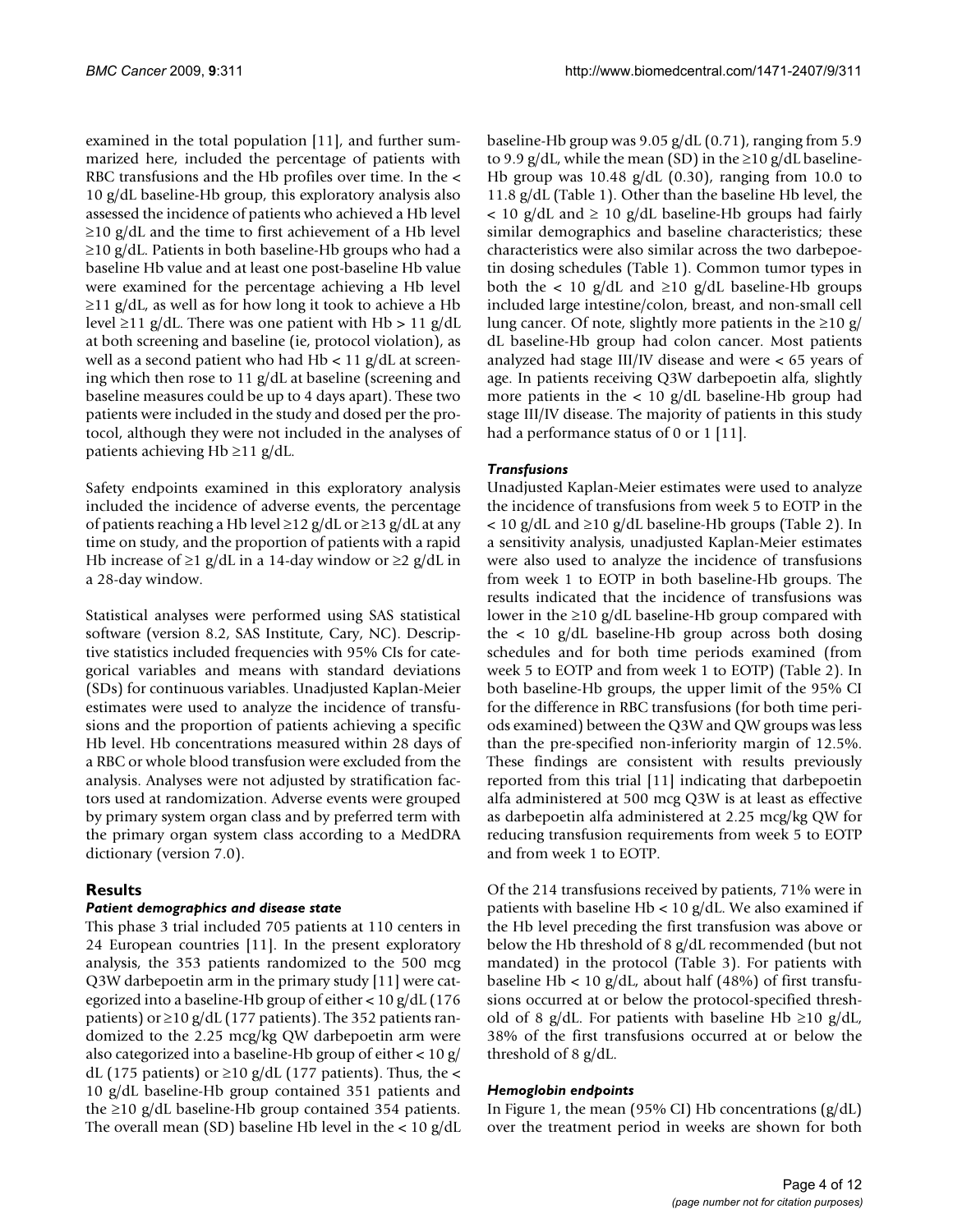examined in the total population [11], and further summarized here, included the percentage of patients with RBC transfusions and the Hb profiles over time. In the < 10 g/dL baseline-Hb group, this exploratory analysis also assessed the incidence of patients who achieved a Hb level ≥10 g/dL and the time to first achievement of a Hb level ≥10 g/dL. Patients in both baseline-Hb groups who had a baseline Hb value and at least one post-baseline Hb value were examined for the percentage achieving a Hb level ≥11 g/dL, as well as for how long it took to achieve a Hb level ≥11 g/dL. There was one patient with Hb > 11 g/dL at both screening and baseline (ie, protocol violation), as well as a second patient who had Hb < 11 g/dL at screening which then rose to 11 g/dL at baseline (screening and baseline measures could be up to 4 days apart). These two patients were included in the study and dosed per the protocol, although they were not included in the analyses of patients achieving Hb ≥11 g/dL.

Safety endpoints examined in this exploratory analysis included the incidence of adverse events, the percentage of patients reaching a Hb level ≥12 g/dL or ≥13 g/dL at any time on study, and the proportion of patients with a rapid Hb increase of ≥1 g/dL in a 14-day window or ≥2 g/dL in a 28-day window.

Statistical analyses were performed using SAS statistical software (version 8.2, SAS Institute, Cary, NC). Descriptive statistics included frequencies with 95% CIs for categorical variables and means with standard deviations (SDs) for continuous variables. Unadjusted Kaplan-Meier estimates were used to analyze the incidence of transfusions and the proportion of patients achieving a specific Hb level. Hb concentrations measured within 28 days of a RBC or whole blood transfusion were excluded from the analysis. Analyses were not adjusted by stratification factors used at randomization. Adverse events were grouped by primary system organ class and by preferred term with the primary organ system class according to a MedDRA dictionary (version 7.0).

## Results

### *Patient demographics and disease state*

This phase 3 trial included 705 patients at 110 centers in 24 European countries [11]. In the present exploratory analysis, the 353 patients randomized to the 500 mcg Q3W darbepoetin arm in the primary study [11] were categorized into a baseline-Hb group of either < 10 g/dL (176 patients) or ≥10 g/dL (177 patients). The 352 patients randomized to the 2.25 mcg/kg QW darbepoetin arm were also categorized into a baseline-Hb group of either < 10 g/dL (175 patients) or ≥10 g/dL (177 patients). Thus, the < 10 g/dL baseline-Hb group contained 351 patients and the ≥10 g/dL baseline-Hb group contained 354 patients. The overall mean (SD) baseline Hb level in the < 10 g/dL baseline-Hb group was 9.05 g/dL (0.71), ranging from 5.9 to 9.9 g/dL, while the mean (SD) in the ≥10 g/dL baseline-Hb group was 10.48 g/dL (0.30), ranging from 10.0 to 11.8 g/dL (Table 1). Other than the baseline Hb level, the < 10 g/dL and ≥ 10 g/dL baseline-Hb groups had fairly similar demographics and baseline characteristics; these characteristics were also similar across the two darbepoetin dosing schedules (Table 1). Common tumor types in both the < 10 g/dL and ≥10 g/dL baseline-Hb groups included large intestine/colon, breast, and non-small cell lung cancer. Of note, slightly more patients in the ≥10 g/dL baseline-Hb group had colon cancer. Most patients analyzed had stage III/IV disease and were < 65 years of age. In patients receiving Q3W darbepoetin alfa, slightly more patients in the < 10 g/dL baseline-Hb group had stage III/IV disease. The majority of patients in this study had a performance status of 0 or 1 [11].

### *Transfusions*

Unadjusted Kaplan-Meier estimates were used to analyze the incidence of transfusions from week 5 to EOTP in the < 10 g/dL and ≥10 g/dL baseline-Hb groups (Table 2). In a sensitivity analysis, unadjusted Kaplan-Meier estimates were also used to analyze the incidence of transfusions from week 1 to EOTP in both baseline-Hb groups. The results indicated that the incidence of transfusions was lower in the ≥10 g/dL baseline-Hb group compared with the < 10 g/dL baseline-Hb group across both dosing schedules and for both time periods examined (from week 5 to EOTP and from week 1 to EOTP) (Table 2). In both baseline-Hb groups, the upper limit of the 95% CI for the difference in RBC transfusions (for both time periods examined) between the Q3W and QW groups was less than the pre-specified non-inferiority margin of 12.5%. These findings are consistent with results previously reported from this trial [11] indicating that darbepoetin alfa administered at 500 mcg Q3W is at least as effective as darbepoetin alfa administered at 2.25 mcg/kg QW for reducing transfusion requirements from week 5 to EOTP and from week 1 to EOTP.

Of the 214 transfusions received by patients, 71% were in patients with baseline Hb < 10 g/dL. We also examined if the Hb level preceding the first transfusion was above or below the Hb threshold of 8 g/dL recommended (but not mandated) in the protocol (Table 3). For patients with baseline Hb < 10 g/dL, about half (48%) of first transfusions occurred at or below the protocol-specified threshold of 8 g/dL. For patients with baseline Hb ≥10 g/dL, 38% of the first transfusions occurred at or below the threshold of 8 g/dL.

### *Hemoglobin endpoints*

In Figure 1, the mean (95% CI) Hb concentrations (g/dL) over the treatment period in weeks are shown for both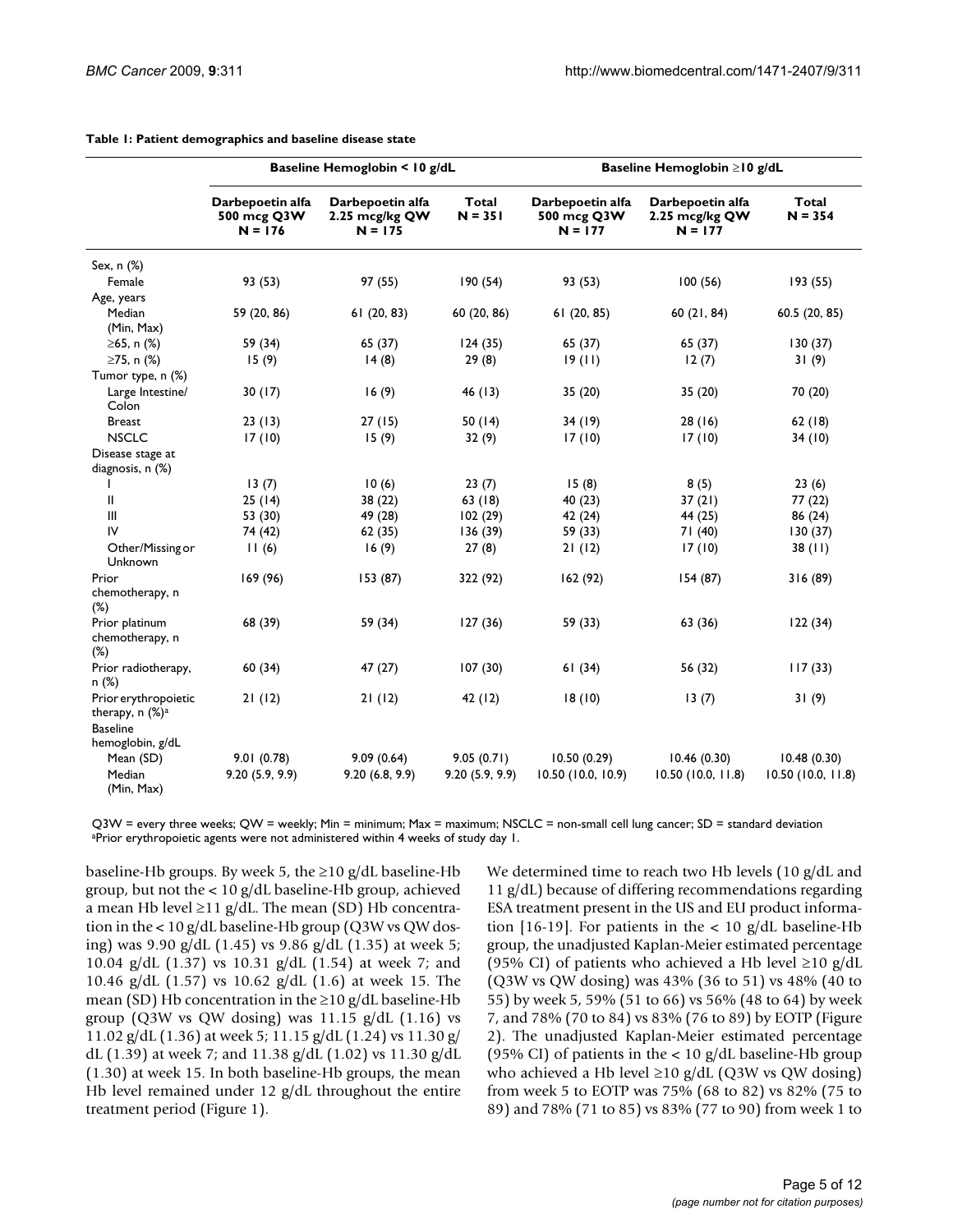**Table 1: Patient demographics and baseline disease state**

| | Baseline Hemoglobin < 10 g/dL | | | Baseline Hemoglobin ≥10 g/dL | | |
|---|---|---|---|---|---|---|
| | Darbepoetin alfa 500 mcg Q3W N = 176 | Darbepoetin alfa 2.25 mcg/kg QW N = 175 | Total N = 351 | Darbepoetin alfa 500 mcg Q3W N = 177 | Darbepoetin alfa 2.25 mcg/kg QW N = 177 | Total N = 354 |
| Sex, n (%) | | | | | | |
| Female | 93 (53) | 97 (55) | 190 (54) | 93 (53) | 100 (56) | 193 (55) |
| Age, years | | | | | | |
| Median (Min, Max) | 59 (20, 86) | 61 (20, 83) | 60 (20, 86) | 61 (20, 85) | 60 (21, 84) | 60.5 (20, 85) |
| ≥65, n (%) | 59 (34) | 65 (37) | 124 (35) | 65 (37) | 65 (37) | 130 (37) |
| ≥75, n (%) | 15 (9) | 14 (8) | 29 (8) | 19 (11) | 12 (7) | 31 (9) |
| Tumor type, n (%) | | | | | | |
| Large Intestine/ Colon | 30 (17) | 16 (9) | 46 (13) | 35 (20) | 35 (20) | 70 (20) |
| Breast | 23 (13) | 27 (15) | 50 (14) | 34 (19) | 28 (16) | 62 (18) |
| NSCLC | 17 (10) | 15 (9) | 32 (9) | 17 (10) | 17 (10) | 34 (10) |
| Disease stage at diagnosis, n (%) | | | | | | |
| I | 13 (7) | 10 (6) | 23 (7) | 15 (8) | 8 (5) | 23 (6) |
| II | 25 (14) | 38 (22) | 63 (18) | 40 (23) | 37 (21) | 77 (22) |
| III | 53 (30) | 49 (28) | 102 (29) | 42 (24) | 44 (25) | 86 (24) |
| IV | 74 (42) | 62 (35) | 136 (39) | 59 (33) | 71 (40) | 130 (37) |
| Other/Missing or Unknown | 11 (6) | 16 (9) | 27 (8) | 21 (12) | 17 (10) | 38 (11) |
| Prior chemotherapy, n (%) | 169 (96) | 153 (87) | 322 (92) | 162 (92) | 154 (87) | 316 (89) |
| Prior platinum chemotherapy, n (%) | 68 (39) | 59 (34) | 127 (36) | 59 (33) | 63 (36) | 122 (34) |
| Prior radiotherapy, n (%) | 60 (34) | 47 (27) | 107 (30) | 61 (34) | 56 (32) | 117 (33) |
| Prior erythropoietic therapy, n (%)[a] | 21 (12) | 21 (12) | 42 (12) | 18 (10) | 13 (7) | 31 (9) |
| Baseline hemoglobin, g/dL | | | | | | |
| Mean (SD) | 9.01 (0.78) | 9.09 (0.64) | 9.05 (0.71) | 10.50 (0.29) | 10.46 (0.30) | 10.48 (0.30) |
| Median (Min, Max) | 9.20 (5.9, 9.9) | 9.20 (6.8, 9.9) | 9.20 (5.9, 9.9) | 10.50 (10.0, 10.9) | 10.50 (10.0, 11.8) | 10.50 (10.0, 11.8) |

Q3W = every three weeks; QW = weekly; Min = minimum; Max = maximum; NSCLC = non-small cell lung cancer; SD = standard deviation
[a]Prior erythropoietic agents were not administered within 4 weeks of study day 1.

baseline-Hb groups. By week 5, the ≥10 g/dL baseline-Hb group, but not the < 10 g/dL baseline-Hb group, achieved a mean Hb level ≥11 g/dL. The mean (SD) Hb concentration in the < 10 g/dL baseline-Hb group (Q3W vs QW dosing) was 9.90 g/dL (1.45) vs 9.86 g/dL (1.35) at week 5; 10.04 g/dL (1.37) vs 10.31 g/dL (1.54) at week 7; and 10.46 g/dL (1.57) vs 10.62 g/dL (1.6) at week 15. The mean (SD) Hb concentration in the ≥10 g/dL baseline-Hb group (Q3W vs QW dosing) was 11.15 g/dL (1.16) vs 11.02 g/dL (1.36) at week 5; 11.15 g/dL (1.24) vs 11.30 g/dL (1.39) at week 7; and 11.38 g/dL (1.02) vs 11.30 g/dL (1.30) at week 15. In both baseline-Hb groups, the mean Hb level remained under 12 g/dL throughout the entire treatment period (Figure 1).

We determined time to reach two Hb levels (10 g/dL and 11 g/dL) because of differing recommendations regarding ESA treatment present in the US and EU product information [16-19]. For patients in the < 10 g/dL baseline-Hb group, the unadjusted Kaplan-Meier estimated percentage (95% CI) of patients who achieved a Hb level ≥10 g/dL (Q3W vs QW dosing) was 43% (36 to 51) vs 48% (40 to 55) by week 5, 59% (51 to 66) vs 56% (48 to 64) by week 7, and 78% (70 to 84) vs 83% (76 to 89) by EOTP (Figure 2). The unadjusted Kaplan-Meier estimated percentage (95% CI) of patients in the < 10 g/dL baseline-Hb group who achieved a Hb level ≥10 g/dL (Q3W vs QW dosing) from week 5 to EOTP was 75% (68 to 82) vs 82% (75 to 89) and 78% (71 to 85) vs 83% (77 to 90) from week 1 to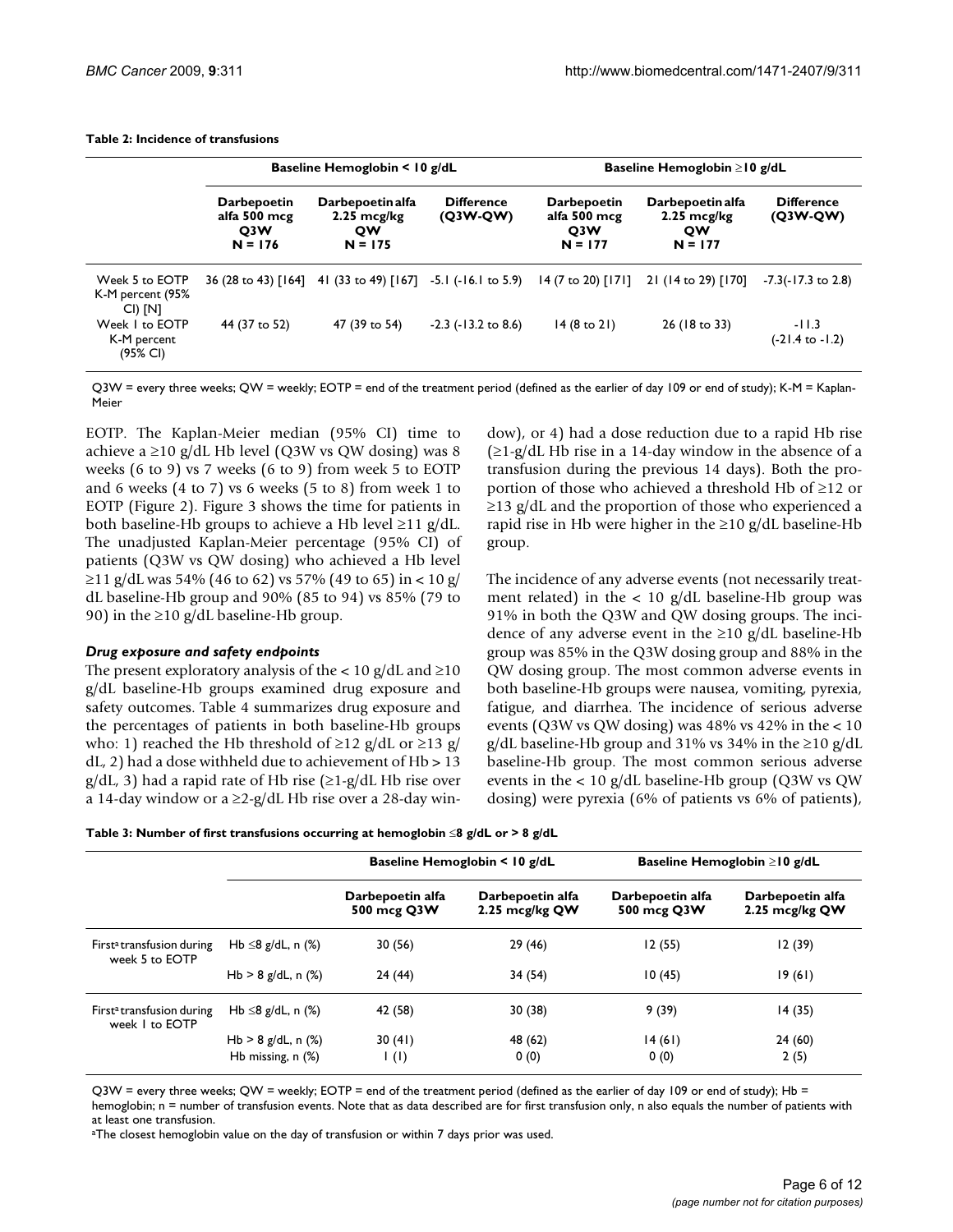**Table 2: Incidence of transfusions**

| | Baseline Hemoglobin < 10 g/dL | | | Baseline Hemoglobin ≥10 g/dL | | |
|---|---|---|---|---|---|---|
| | Darbepoetin alfa 500 mcg Q3W N = 176 | Darbepoetin alfa 2.25 mcg/kg QW N = 175 | Difference (Q3W-QW) | Darbepoetin alfa 500 mcg Q3W N = 177 | Darbepoetin alfa 2.25 mcg/kg QW N = 177 | Difference (Q3W-QW) |
| Week 5 to EOTP K-M percent (95% CI) [N] | 36 (28 to 43) [164] | 41 (33 to 49) [167] | -5.1 (-16.1 to 5.9) | 14 (7 to 20) [171] | 21 (14 to 29) [170] | -7.3(-17.3 to 2.8) |
| Week 1 to EOTP K-M percent (95% CI) | 44 (37 to 52) | 47 (39 to 54) | -2.3 (-13.2 to 8.6) | 14 (8 to 21) | 26 (18 to 33) | -11.3 (-21.4 to -1.2) |

Q3W = every three weeks; QW = weekly; EOTP = end of the treatment period (defined as the earlier of day 109 or end of study); K-M = Kaplan-Meier

EOTP. The Kaplan-Meier median (95% CI) time to achieve a ≥10 g/dL Hb level (Q3W vs QW dosing) was 8 weeks (6 to 9) vs 7 weeks (6 to 9) from week 5 to EOTP and 6 weeks (4 to 7) vs 6 weeks (5 to 8) from week 1 to EOTP (Figure 2). Figure 3 shows the time for patients in both baseline-Hb groups to achieve a Hb level ≥11 g/dL. The unadjusted Kaplan-Meier percentage (95% CI) of patients (Q3W vs QW dosing) who achieved a Hb level ≥11 g/dL was 54% (46 to 62) vs 57% (49 to 65) in < 10 g/dL baseline-Hb group and 90% (85 to 94) vs 85% (79 to 90) in the ≥10 g/dL baseline-Hb group.

### *Drug exposure and safety endpoints*

The present exploratory analysis of the < 10 g/dL and ≥10 g/dL baseline-Hb groups examined drug exposure and safety outcomes. Table 4 summarizes drug exposure and the percentages of patients in both baseline-Hb groups who: 1) reached the Hb threshold of ≥12 g/dL or ≥13 g/dL, 2) had a dose withheld due to achievement of Hb > 13 g/dL, 3) had a rapid rate of Hb rise (≥1-g/dL Hb rise over a 14-day window or a ≥2-g/dL Hb rise over a 28-day window), or 4) had a dose reduction due to a rapid Hb rise (≥1-g/dL Hb rise in a 14-day window in the absence of a transfusion during the previous 14 days). Both the proportion of those who achieved a threshold Hb of ≥12 or ≥13 g/dL and the proportion of those who experienced a rapid rise in Hb were higher in the ≥10 g/dL baseline-Hb group.

The incidence of any adverse events (not necessarily treatment related) in the < 10 g/dL baseline-Hb group was 91% in both the Q3W and QW dosing groups. The incidence of any adverse event in the ≥10 g/dL baseline-Hb group was 85% in the Q3W dosing group and 88% in the QW dosing group. The most common adverse events in both baseline-Hb groups were nausea, vomiting, pyrexia, fatigue, and diarrhea. The incidence of serious adverse events (Q3W vs QW dosing) was 48% vs 42% in the < 10 g/dL baseline-Hb group and 31% vs 34% in the ≥10 g/dL baseline-Hb group. The most common serious adverse events in the < 10 g/dL baseline-Hb group (Q3W vs QW dosing) were pyrexia (6% of patients vs 6% of patients),

**Table 3: Number of first transfusions occurring at hemoglobin ≤8 g/dL or > 8 g/dL**

| | | Baseline Hemoglobin < 10 g/dL | | Baseline Hemoglobin ≥10 g/dL | |
|---|---|---|---|---|---|
| | | Darbepoetin alfa 500 mcg Q3W | Darbepoetin alfa 2.25 mcg/kg QW | Darbepoetin alfa 500 mcg Q3W | Darbepoetin alfa 2.25 mcg/kg QW |
| First[a] transfusion during week 5 to EOTP | Hb ≤8 g/dL, n (%) | 30 (56) | 29 (46) | 12 (55) | 12 (39) |
| | Hb > 8 g/dL, n (%) | 24 (44) | 34 (54) | 10 (45) | 19 (61) |
| First[a] transfusion during week 1 to EOTP | Hb ≤8 g/dL, n (%) | 42 (58) | 30 (38) | 9 (39) | 14 (35) |
| | Hb > 8 g/dL, n (%) | 30 (41) | 48 (62) | 14 (61) | 24 (60) |
| | Hb missing, n (%) | 1 (1) | 0 (0) | 0 (0) | 2 (5) |

Q3W = every three weeks; QW = weekly; EOTP = end of the treatment period (defined as the earlier of day 109 or end of study); Hb = hemoglobin; n = number of transfusion events. Note that as data described are for first transfusion only, n also equals the number of patients with at least one transfusion.

[a]The closest hemoglobin value on the day of transfusion or within 7 days prior was used.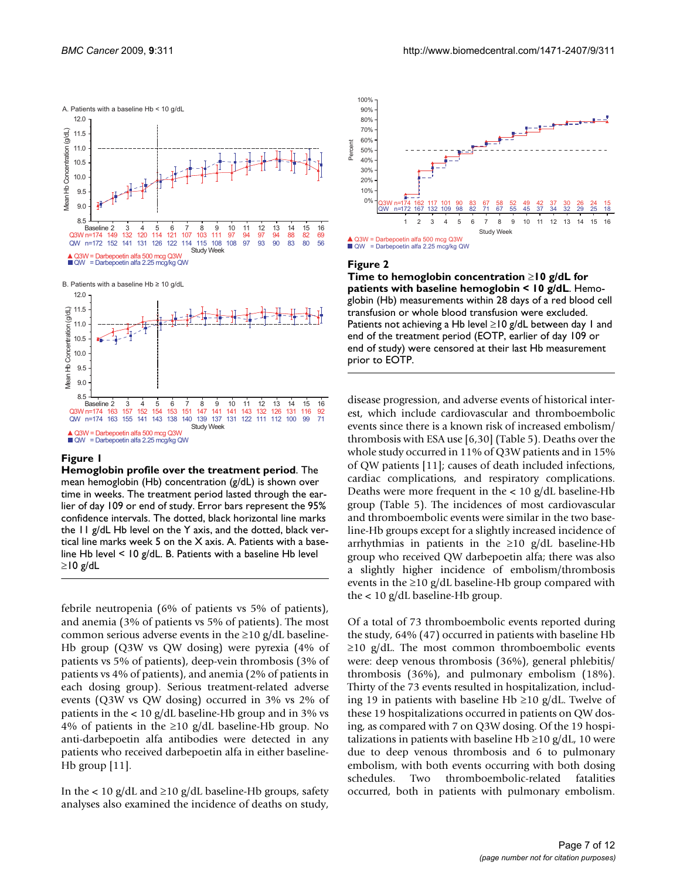**Figure 1**

**Hemoglobin profile over the treatment period**. The mean hemoglobin (Hb) concentration (g/dL) is shown over time in weeks. The treatment period lasted through the earlier of day 109 or end of study. Error bars represent the 95% confidence intervals. The dotted, black horizontal line marks the 11 g/dL Hb level on the Y axis, and the dotted, black vertical line marks week 5 on the X axis. A. Patients with a baseline Hb level < 10 g/dL. B. Patients with a baseline Hb level ≥10 g/dL

**Figure 2**

**Time to hemoglobin concentration ≥10 g/dL for patients with baseline hemoglobin < 10 g/dL**. Hemoglobin (Hb) measurements within 28 days of a red blood cell transfusion or whole blood transfusion were excluded. Patients not achieving a Hb level ≥10 g/dL between day 1 and end of the treatment period (EOTP, earlier of day 109 or end of study) were censored at their last Hb measurement prior to EOTP.

febrile neutropenia (6% of patients vs 5% of patients), and anemia (3% of patients vs 5% of patients). The most common serious adverse events in the ≥10 g/dL baseline-Hb group (Q3W vs QW dosing) were pyrexia (4% of patients vs 5% of patients), deep-vein thrombosis (3% of patients vs 4% of patients), and anemia (2% of patients in each dosing group). Serious treatment-related adverse events (Q3W vs QW dosing) occurred in 3% vs 2% of patients in the < 10 g/dL baseline-Hb group and in 3% vs 4% of patients in the ≥10 g/dL baseline-Hb group. No anti-darbepoetin alfa antibodies were detected in any patients who received darbepoetin alfa in either baseline-Hb group [11].

In the < 10 g/dL and ≥10 g/dL baseline-Hb groups, safety analyses also examined the incidence of deaths on study, disease progression, and adverse events of historical interest, which include cardiovascular and thromboembolic events since there is a known risk of increased embolism/thrombosis with ESA use [6,30] (Table 5). Deaths over the whole study occurred in 11% of Q3W patients and in 15% of QW patients [11]; causes of death included infections, cardiac complications, and respiratory complications. Deaths were more frequent in the < 10 g/dL baseline-Hb group (Table 5). The incidences of most cardiovascular and thromboembolic events were similar in the two baseline-Hb groups except for a slightly increased incidence of arrhythmias in patients in the ≥10 g/dL baseline-Hb group who received QW darbepoetin alfa; there was also a slightly higher incidence of embolism/thrombosis events in the ≥10 g/dL baseline-Hb group compared with the < 10 g/dL baseline-Hb group.

Of a total of 73 thromboembolic events reported during the study, 64% (47) occurred in patients with baseline Hb ≥10 g/dL. The most common thromboembolic events were: deep venous thrombosis (36%), general phlebitis/thrombosis (36%), and pulmonary embolism (18%). Thirty of the 73 events resulted in hospitalization, including 19 in patients with baseline Hb ≥10 g/dL. Twelve of these 19 hospitalizations occurred in patients on QW dosing, as compared with 7 on Q3W dosing. Of the 19 hospitalizations in patients with baseline Hb ≥10 g/dL, 10 were due to deep venous thrombosis and 6 to pulmonary embolism, with both events occurring with both dosing schedules. Two thromboembolic-related fatalities occurred, both in patients with pulmonary embolism.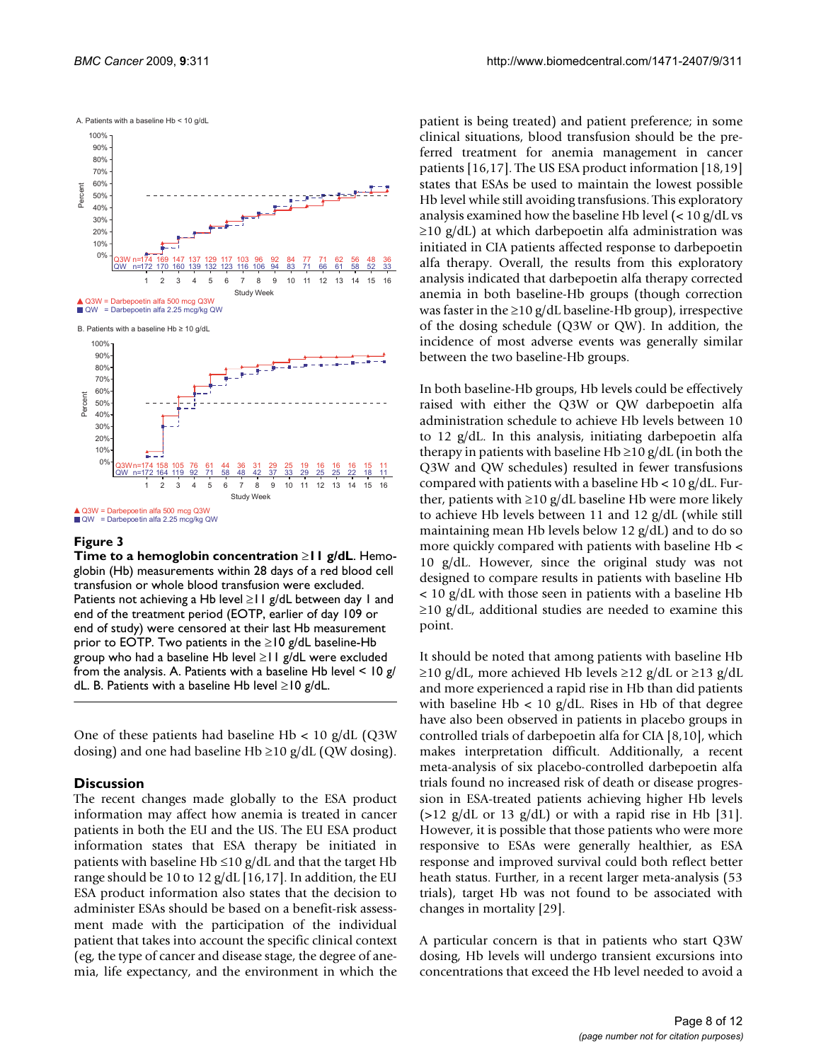**Figure 3**

**Time to a hemoglobin concentration ≥11 g/dL**. Hemoglobin (Hb) measurements within 28 days of a red blood cell transfusion or whole blood transfusion were excluded. Patients not achieving a Hb level ≥11 g/dL between day 1 and end of the treatment period (EOTP, earlier of day 109 or end of study) were censored at their last Hb measurement prior to EOTP. Two patients in the ≥10 g/dL baseline-Hb group who had a baseline Hb level ≥11 g/dL were excluded from the analysis. A. Patients with a baseline Hb level < 10 g/dL. B. Patients with a baseline Hb level ≥10 g/dL.

One of these patients had baseline Hb < 10 g/dL (Q3W dosing) and one had baseline Hb ≥10 g/dL (QW dosing).

## Discussion

The recent changes made globally to the ESA product information may affect how anemia is treated in cancer patients in both the EU and the US. The EU ESA product information states that ESA therapy be initiated in patients with baseline Hb ≤10 g/dL and that the target Hb range should be 10 to 12 g/dL [16,17]. In addition, the EU ESA product information also states that the decision to administer ESAs should be based on a benefit-risk assessment made with the participation of the individual patient that takes into account the specific clinical context (eg, the type of cancer and disease stage, the degree of anemia, life expectancy, and the environment in which the patient is being treated) and patient preference; in some clinical situations, blood transfusion should be the preferred treatment for anemia management in cancer patients [16,17]. The US ESA product information [18,19] states that ESAs be used to maintain the lowest possible Hb level while still avoiding transfusions. This exploratory analysis examined how the baseline Hb level (< 10 g/dL vs ≥10 g/dL) at which darbepoetin alfa administration was initiated in CIA patients affected response to darbepoetin alfa therapy. Overall, the results from this exploratory analysis indicated that darbepoetin alfa therapy corrected anemia in both baseline-Hb groups (though correction was faster in the ≥10 g/dL baseline-Hb group), irrespective of the dosing schedule (Q3W or QW). In addition, the incidence of most adverse events was generally similar between the two baseline-Hb groups.

In both baseline-Hb groups, Hb levels could be effectively raised with either the Q3W or QW darbepoetin alfa administration schedule to achieve Hb levels between 10 to 12 g/dL. In this analysis, initiating darbepoetin alfa therapy in patients with baseline Hb ≥10 g/dL (in both the Q3W and QW schedules) resulted in fewer transfusions compared with patients with a baseline Hb < 10 g/dL. Further, patients with ≥10 g/dL baseline Hb were more likely to achieve Hb levels between 11 and 12 g/dL (while still maintaining mean Hb levels below 12 g/dL) and to do so more quickly compared with patients with baseline Hb < 10 g/dL. However, since the original study was not designed to compare results in patients with baseline Hb < 10 g/dL with those seen in patients with a baseline Hb ≥10 g/dL, additional studies are needed to examine this point.

It should be noted that among patients with baseline Hb ≥10 g/dL, more achieved Hb levels ≥12 g/dL or ≥13 g/dL and more experienced a rapid rise in Hb than did patients with baseline Hb < 10 g/dL. Rises in Hb of that degree have also been observed in patients in placebo groups in controlled trials of darbepoetin alfa for CIA [8,10], which makes interpretation difficult. Additionally, a recent meta-analysis of six placebo-controlled darbepoetin alfa trials found no increased risk of death or disease progression in ESA-treated patients achieving higher Hb levels (>12 g/dL or 13 g/dL) or with a rapid rise in Hb [31]. However, it is possible that those patients who were more responsive to ESAs were generally healthier, as ESA response and improved survival could both reflect better heath status. Further, in a recent larger meta-analysis (53 trials), target Hb was not found to be associated with changes in mortality [29].

A particular concern is that in patients who start Q3W dosing, Hb levels will undergo transient excursions into concentrations that exceed the Hb level needed to avoid a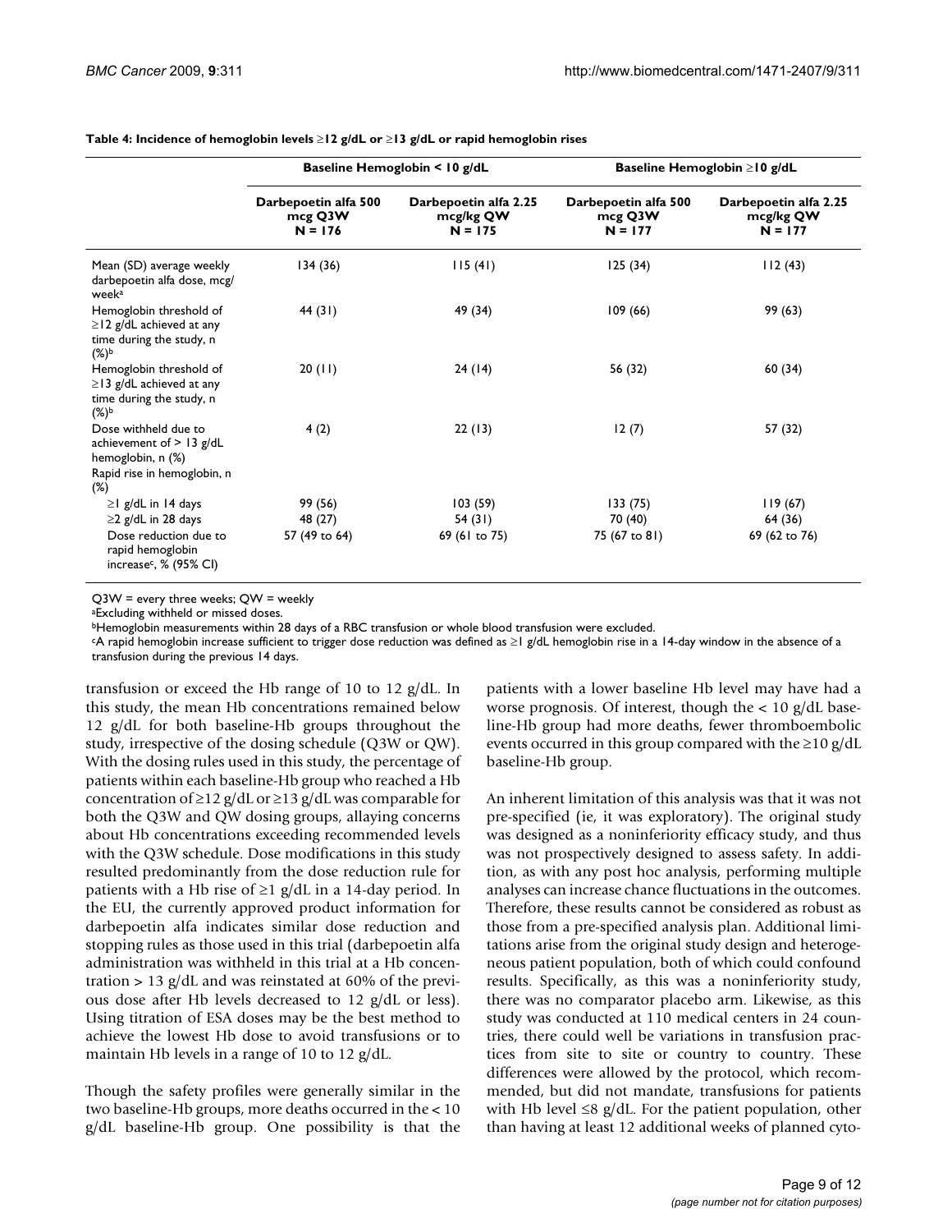**Table 4: Incidence of hemoglobin levels ≥12 g/dL or ≥13 g/dL or rapid hemoglobin rises**

| | Baseline Hemoglobin < 10 g/dL | | Baseline Hemoglobin ≥10 g/dL | |
|---|---|---|---|---|
| | Darbepoetin alfa 500 mcg Q3W N = 176 | Darbepoetin alfa 2.25 mcg/kg QW N = 175 | Darbepoetin alfa 500 mcg Q3W N = 177 | Darbepoetin alfa 2.25 mcg/kg QW N = 177 |
| Mean (SD) average weekly darbepoetin alfa dose, mcg/week[a] | 134 (36) | 115 (41) | 125 (34) | 112 (43) |
| Hemoglobin threshold of ≥12 g/dL achieved at any time during the study, n (%)[b] | 44 (31) | 49 (34) | 109 (66) | 99 (63) |
| Hemoglobin threshold of ≥13 g/dL achieved at any time during the study, n (%)[b] | 20 (11) | 24 (14) | 56 (32) | 60 (34) |
| Dose withheld due to achievement of > 13 g/dL hemoglobin, n (%) | 4 (2) | 22 (13) | 12 (7) | 57 (32) |
| Rapid rise in hemoglobin, n (%) | | | | |
| ≥1 g/dL in 14 days | 99 (56) | 103 (59) | 133 (75) | 119 (67) |
| ≥2 g/dL in 28 days | 48 (27) | 54 (31) | 70 (40) | 64 (36) |
| Dose reduction due to rapid hemoglobin increase[c], % (95% CI) | 57 (49 to 64) | 69 (61 to 75) | 75 (67 to 81) | 69 (62 to 76) |

Q3W = every three weeks; QW = weekly
[a]Excluding withheld or missed doses.
[b]Hemoglobin measurements within 28 days of a RBC transfusion or whole blood transfusion were excluded.
[c]A rapid hemoglobin increase sufficient to trigger dose reduction was defined as ≥1 g/dL hemoglobin rise in a 14-day window in the absence of a transfusion during the previous 14 days.

transfusion or exceed the Hb range of 10 to 12 g/dL. In this study, the mean Hb concentrations remained below 12 g/dL for both baseline-Hb groups throughout the study, irrespective of the dosing schedule (Q3W or QW). With the dosing rules used in this study, the percentage of patients within each baseline-Hb group who reached a Hb concentration of ≥12 g/dL or ≥13 g/dL was comparable for both the Q3W and QW dosing groups, allaying concerns about Hb concentrations exceeding recommended levels with the Q3W schedule. Dose modifications in this study resulted predominantly from the dose reduction rule for patients with a Hb rise of ≥1 g/dL in a 14-day period. In the EU, the currently approved product information for darbepoetin alfa indicates similar dose reduction and stopping rules as those used in this trial (darbepoetin alfa administration was withheld in this trial at a Hb concentration > 13 g/dL and was reinstated at 60% of the previous dose after Hb levels decreased to 12 g/dL or less). Using titration of ESA doses may be the best method to achieve the lowest Hb dose to avoid transfusions or to maintain Hb levels in a range of 10 to 12 g/dL.

Though the safety profiles were generally similar in the two baseline-Hb groups, more deaths occurred in the < 10 g/dL baseline-Hb group. One possibility is that the patients with a lower baseline Hb level may have had a worse prognosis. Of interest, though the < 10 g/dL baseline-Hb group had more deaths, fewer thromboembolic events occurred in this group compared with the ≥10 g/dL baseline-Hb group.

An inherent limitation of this analysis was that it was not pre-specified (ie, it was exploratory). The original study was designed as a noninferiority efficacy study, and thus was not prospectively designed to assess safety. In addition, as with any post hoc analysis, performing multiple analyses can increase chance fluctuations in the outcomes. Therefore, these results cannot be considered as robust as those from a pre-specified analysis plan. Additional limitations arise from the original study design and heterogeneous patient population, both of which could confound results. Specifically, as this was a noninferiority study, there was no comparator placebo arm. Likewise, as this study was conducted at 110 medical centers in 24 countries, there could well be variations in transfusion practices from site to site or country to country. These differences were allowed by the protocol, which recommended, but did not mandate, transfusions for patients with Hb level ≤8 g/dL. For the patient population, other than having at least 12 additional weeks of planned cyto-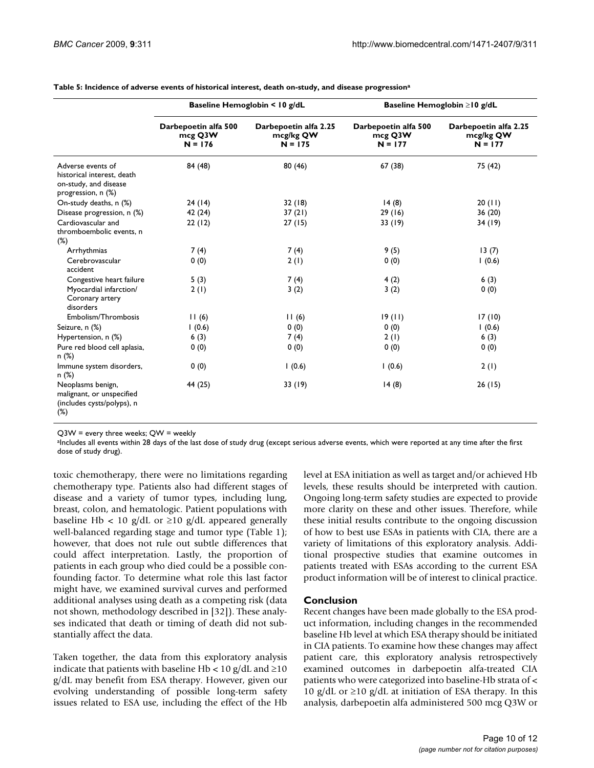**Table 5: Incidence of adverse events of historical interest, death on-study, and disease progression[a]**

| | Baseline Hemoglobin < 10 g/dL | | Baseline Hemoglobin ≥10 g/dL | |
|---|---|---|---|---|
| | Darbepoetin alfa 500 mcg Q3W N = 176 | Darbepoetin alfa 2.25 mcg/kg QW N = 175 | Darbepoetin alfa 500 mcg Q3W N = 177 | Darbepoetin alfa 2.25 mcg/kg QW N = 177 |
| Adverse events of historical interest, death on-study, and disease progression, n (%) | 84 (48) | 80 (46) | 67 (38) | 75 (42) |
| On-study deaths, n (%) | 24 (14) | 32 (18) | 14 (8) | 20 (11) |
| Disease progression, n (%) | 42 (24) | 37 (21) | 29 (16) | 36 (20) |
| Cardiovascular and thromboembolic events, n (%) | 22 (12) | 27 (15) | 33 (19) | 34 (19) |
| Arrhythmias | 7 (4) | 7 (4) | 9 (5) | 13 (7) |
| Cerebrovascular accident | 0 (0) | 2 (1) | 0 (0) | 1 (0.6) |
| Congestive heart failure | 5 (3) | 7 (4) | 4 (2) | 6 (3) |
| Myocardial infarction/ Coronary artery disorders | 2 (1) | 3 (2) | 3 (2) | 0 (0) |
| Embolism/Thrombosis | 11 (6) | 11 (6) | 19 (11) | 17 (10) |
| Seizure, n (%) | 1 (0.6) | 0 (0) | 0 (0) | 1 (0.6) |
| Hypertension, n (%) | 6 (3) | 7 (4) | 2 (1) | 6 (3) |
| Pure red blood cell aplasia, n (%) | 0 (0) | 0 (0) | 0 (0) | 0 (0) |
| Immune system disorders, n (%) | 0 (0) | 1 (0.6) | 1 (0.6) | 2 (1) |
| Neoplasms benign, malignant, or unspecified (includes cysts/polyps), n (%) | 44 (25) | 33 (19) | 14 (8) | 26 (15) |

Q3W = every three weeks; QW = weekly

[a]Includes all events within 28 days of the last dose of study drug (except serious adverse events, which were reported at any time after the first dose of study drug).

toxic chemotherapy, there were no limitations regarding chemotherapy type. Patients also had different stages of disease and a variety of tumor types, including lung, breast, colon, and hematologic. Patient populations with baseline Hb < 10 g/dL or ≥10 g/dL appeared generally well-balanced regarding stage and tumor type (Table 1); however, that does not rule out subtle differences that could affect interpretation. Lastly, the proportion of patients in each group who died could be a possible confounding factor. To determine what role this last factor might have, we examined survival curves and performed additional analyses using death as a competing risk (data not shown, methodology described in [32]). These analyses indicated that death or timing of death did not substantially affect the data.

Taken together, the data from this exploratory analysis indicate that patients with baseline Hb < 10 g/dL and ≥10 g/dL may benefit from ESA therapy. However, given our evolving understanding of possible long-term safety issues related to ESA use, including the effect of the Hb level at ESA initiation as well as target and/or achieved Hb levels, these results should be interpreted with caution. Ongoing long-term safety studies are expected to provide more clarity on these and other issues. Therefore, while these initial results contribute to the ongoing discussion of how to best use ESAs in patients with CIA, there are a variety of limitations of this exploratory analysis. Additional prospective studies that examine outcomes in patients treated with ESAs according to the current ESA product information will be of interest to clinical practice.

## Conclusion

Recent changes have been made globally to the ESA product information, including changes in the recommended baseline Hb level at which ESA therapy should be initiated in CIA patients. To examine how these changes may affect patient care, this exploratory analysis retrospectively examined outcomes in darbepoetin alfa-treated CIA patients who were categorized into baseline-Hb strata of < 10 g/dL or ≥10 g/dL at initiation of ESA therapy. In this analysis, darbepoetin alfa administered 500 mcg Q3W or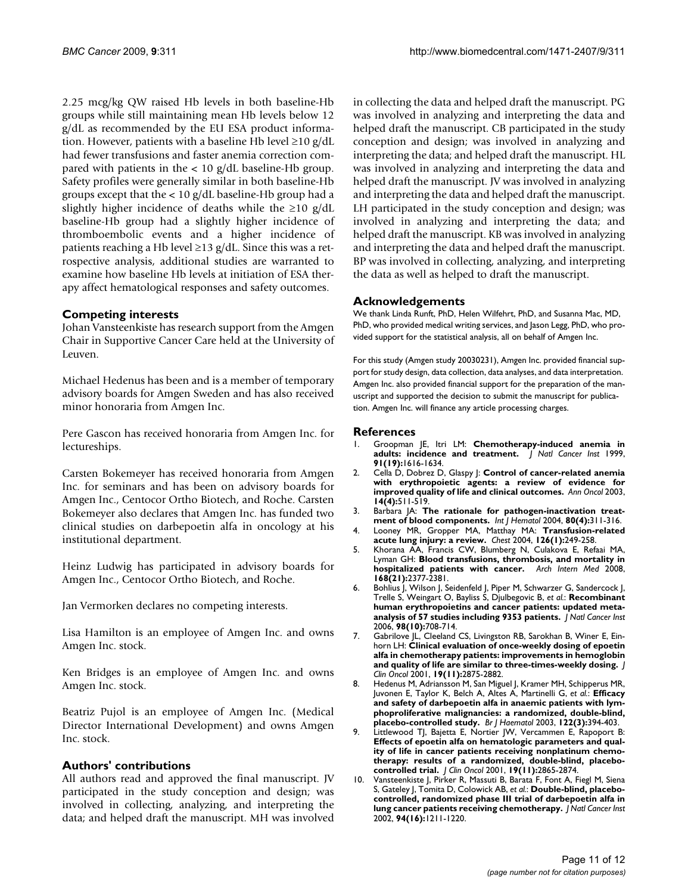2.25 mcg/kg QW raised Hb levels in both baseline-Hb groups while still maintaining mean Hb levels below 12 g/dL as recommended by the EU ESA product information. However, patients with a baseline Hb level ≥10 g/dL had fewer transfusions and faster anemia correction compared with patients in the < 10 g/dL baseline-Hb group. Safety profiles were generally similar in both baseline-Hb groups except that the < 10 g/dL baseline-Hb group had a slightly higher incidence of deaths while the ≥10 g/dL baseline-Hb group had a slightly higher incidence of thromboembolic events and a higher incidence of patients reaching a Hb level ≥13 g/dL. Since this was a retrospective analysis, additional studies are warranted to examine how baseline Hb levels at initiation of ESA therapy affect hematological responses and safety outcomes.

## Competing interests

Johan Vansteenkiste has research support from the Amgen Chair in Supportive Cancer Care held at the University of Leuven.

Michael Hedenus has been and is a member of temporary advisory boards for Amgen Sweden and has also received minor honoraria from Amgen Inc.

Pere Gascon has received honoraria from Amgen Inc. for lectureships.

Carsten Bokemeyer has received honoraria from Amgen Inc. for seminars and has been on advisory boards for Amgen Inc., Centocor Ortho Biotech, and Roche. Carsten Bokemeyer also declares that Amgen Inc. has funded two clinical studies on darbepoetin alfa in oncology at his institutional department.

Heinz Ludwig has participated in advisory boards for Amgen Inc., Centocor Ortho Biotech, and Roche.

Jan Vermorken declares no competing interests.

Lisa Hamilton is an employee of Amgen Inc. and owns Amgen Inc. stock.

Ken Bridges is an employee of Amgen Inc. and owns Amgen Inc. stock.

Beatriz Pujol is an employee of Amgen Inc. (Medical Director International Development) and owns Amgen Inc. stock.

## Authors' contributions

All authors read and approved the final manuscript. JV participated in the study conception and design; was involved in collecting, analyzing, and interpreting the data; and helped draft the manuscript. MH was involved in collecting the data and helped draft the manuscript. PG was involved in analyzing and interpreting the data and helped draft the manuscript. CB participated in the study conception and design; was involved in analyzing and interpreting the data; and helped draft the manuscript. HL was involved in analyzing and interpreting the data and helped draft the manuscript. JV was involved in analyzing and interpreting the data and helped draft the manuscript. LH participated in the study conception and design; was involved in analyzing and interpreting the data; and helped draft the manuscript. KB was involved in analyzing and interpreting the data and helped draft the manuscript. BP was involved in collecting, analyzing, and interpreting the data as well as helped to draft the manuscript.

## Acknowledgements

We thank Linda Runft, PhD, Helen Wilfehrt, PhD, and Susanna Mac, MD, PhD, who provided medical writing services, and Jason Legg, PhD, who provided support for the statistical analysis, all on behalf of Amgen Inc.

For this study (Amgen study 20030231), Amgen Inc. provided financial support for study design, data collection, data analyses, and data interpretation. Amgen Inc. also provided financial support for the preparation of the manuscript and supported the decision to submit the manuscript for publication. Amgen Inc. will finance any article processing charges.

## References

1. Groopman JE, Itri LM: **Chemotherapy-induced anemia in adults: incidence and treatment.** *J Natl Cancer Inst* 1999, **91(19):**1616-1634.
2. Cella D, Dobrez D, Glaspy J: **Control of cancer-related anemia with erythropoietic agents: a review of evidence for improved quality of life and clinical outcomes.** *Ann Oncol* 2003, **14(4):**511-519.
3. Barbara JA: **The rationale for pathogen-inactivation treatment of blood components.** *Int J Hematol* 2004, **80(4):**311-316.
4. Looney MR, Gropper MA, Matthay MA: **Transfusion-related acute lung injury: a review.** *Chest* 2004, **126(1):**249-258.
5. Khorana AA, Francis CW, Blumberg N, Culakova E, Refaai MA, Lyman GH: **Blood transfusions, thrombosis, and mortality in hospitalized patients with cancer.** *Arch Intern Med* 2008, **168(21):**2377-2381.
6. Bohlius J, Wilson J, Seidenfeld J, Piper M, Schwarzer G, Sandercock J, Trelle S, Weingart O, Bayliss S, Djulbegovic B, *et al.*: **Recombinant human erythropoietins and cancer patients: updated meta-analysis of 57 studies including 9353 patients.** *J Natl Cancer Inst* 2006, **98(10):**708-714.
7. Gabrilove JL, Cleeland CS, Livingston RB, Sarokhan B, Winer E, Einhorn LH: **Clinical evaluation of once-weekly dosing of epoetin alfa in chemotherapy patients: improvements in hemoglobin and quality of life are similar to three-times-weekly dosing.** *J Clin Oncol* 2001, **19(11):**2875-2882.
8. Hedenus M, Adriansson M, San Miguel J, Kramer MH, Schipperus MR, Juvonen E, Taylor K, Belch A, Altes A, Martinelli G, *et al.*: **Efficacy and safety of darbepoetin alfa in anaemic patients with lymphoproliferative malignancies: a randomized, double-blind, placebo-controlled study.** *Br J Haematol* 2003, **122(3):**394-403.
9. Littlewood TJ, Bajetta E, Nortier JW, Vercammen E, Rapoport B: **Effects of epoetin alfa on hematologic parameters and quality of life in cancer patients receiving nonplatinum chemotherapy: results of a randomized, double-blind, placebo-controlled trial.** *J Clin Oncol* 2001, **19(11):**2865-2874.
10. Vansteenkiste J, Pirker R, Massuti B, Barata F, Font A, Fiegl M, Siena S, Gateley J, Tomita D, Colowick AB, *et al.*: **Double-blind, placebo-controlled, randomized phase III trial of darbepoetin alfa in lung cancer patients receiving chemotherapy.** *J Natl Cancer Inst* 2002, **94(16):**1211-1220.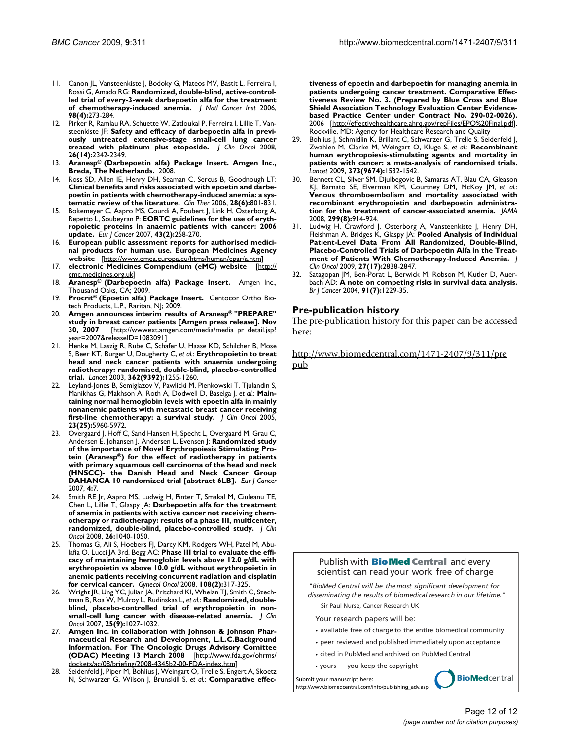11. Canon JL, Vansteenkiste J, Bodoky G, Mateos MV, Bastit L, Ferreira I, Rossi G, Amado RG: **Randomized, double-blind, active-controlled trial of every-3-week darbepoetin alfa for the treatment of chemotherapy-induced anemia.** *J Natl Cancer Inst* 2006, **98(4):**273-284.
12. Pirker R, Ramlau RA, Schuette W, Zatloukal P, Ferreira I, Lillie T, Vansteenkiste JF: **Safety and efficacy of darbepoetin alfa in previously untreated extensive-stage small-cell lung cancer treated with platinum plus etoposide.** *J Clin Oncol* 2008, **26(14):**2342-2349.
13. **Aranesp® (Darbepoetin alfa) Package Insert. Amgen Inc., Breda, The Netherlands.** 2008.
14. Ross SD, Allen IE, Henry DH, Seaman C, Sercus B, Goodnough LT: **Clinical benefits and risks associated with epoetin and darbepoetin in patients with chemotherapy-induced anemia: a systematic review of the literature.** *Clin Ther* 2006, **28(6):**801-831.
15. Bokemeyer C, Aapro MS, Courdi A, Foubert J, Link H, Osterborg A, Repetto L, Soubeyran P: **EORTC guidelines for the use of erythropoietic proteins in anaemic patients with cancer: 2006 update.** *Eur J Cancer* 2007, **43(2):**258-270.
16. **European public assessment reports for authorised medicinal products for human use. European Medicines Agency website** [http://www.emea.europa.eu/htms/human/epar/a.htm]
17. **electronic Medicines Compendium (eMC) website** [http://emc.medicines.org.uk]
18. **Aranesp® (Darbepoetin alfa) Package Insert.** Amgen Inc., Thousand Oaks, CA; 2009.
19. **Procrit® (Epoetin alfa) Package Insert.** Centocor Ortho Biotech Products, L.P., Raritan, NJ; 2009.
20. **Amgen announces interim results of Aranesp® "PREPARE" study in breast cancer patients [Amgen press release]. Nov 30, 2007** [http://wwwext.amgen.com/media/media_pr_detail.jsp?year=2007&releaseID=1083091]
21. Henke M, Laszig R, Rube C, Schafer U, Haase KD, Schilcher B, Mose S, Beer KT, Burger U, Dougherty C, *et al.*: **Erythropoietin to treat head and neck cancer patients with anaemia undergoing radiotherapy: randomised, double-blind, placebo-controlled trial.** *Lancet* 2003, **362(9392):**1255-1260.
22. Leyland-Jones B, Semiglazov V, Pawlicki M, Pienkowski T, Tjulandin S, Manikhas G, Makhson A, Roth A, Dodwell D, Baselga J, *et al.*: **Maintaining normal hemoglobin levels with epoetin alfa in mainly nonanemic patients with metastatic breast cancer receiving first-line chemotherapy: a survival study.** *J Clin Oncol* 2005, **23(25):**5960-5972.
23. Overgaard J, Hoff C, Sand Hansen H, Specht L, Overgaard M, Grau C, Andersen E, Johansen J, Andersen L, Evensen J: **Randomized study of the importance of Novel Erythropoiesis Stimulating Protein (Aranesp®) for the effect of radiotherapy in patients with primary squamous cell carcinoma of the head and neck (HNSCC)- the Danish Head and Neck Cancer Group DAHANCA 10 randomized trial [abstract 6LB].** *Eur J Cancer* 2007, **4:**7.
24. Smith RE Jr, Aapro MS, Ludwig H, Pinter T, Smakal M, Ciuleanu TE, Chen L, Lillie T, Glaspy JA: **Darbepoetin alfa for the treatment of anemia in patients with active cancer not receiving chemotherapy or radiotherapy: results of a phase III, multicenter, randomized, double-blind, placebo-controlled study.** *J Clin Oncol* 2008, **26:**1040-1050.
25. Thomas G, Ali S, Hoebers FJ, Darcy KM, Rodgers WH, Patel M, Abulafia O, Lucci JA 3rd, Begg AC: **Phase III trial to evaluate the efficacy of maintaining hemoglobin levels above 12.0 g/dL with erythropoietin vs above 10.0 g/dL without erythropoietin in anemic patients receiving concurrent radiation and cisplatin for cervical cancer.** *Gynecol Oncol* 2008, **108(2):**317-325.
26. Wright JR, Ung YC, Julian JA, Pritchard KI, Whelan TJ, Smith C, Szechtman B, Roa W, Mulroy L, Rudinskas L, *et al.*: **Randomized, double-blind, placebo-controlled trial of erythropoietin in non-small-cell lung cancer with disease-related anemia.** *J Clin Oncol* 2007, **25(9):**1027-1032.
27. **Amgen Inc. in collaboration with Johnson & Johnson Pharmaceutical Research and Development, L.L.C.Background Information. For The Oncologic Drugs Advisory Comittee (ODAC) Meeting 13 March 2008** [http://www.fda.gov/ohrms/dockets/ac/08/briefing/2008-4345b2-00-FDA-index.htm]
28. Seidenfeld J, Piper M, Bohlius J, Weingart O, Trelle S, Engert A, Skoetz N, Schwarzer G, Wilson J, Brunskill S, *et al.*: **Comparative effectiveness of epoetin and darbepoetin for managing anemia in patients undergoing cancer treatment. Comparative Effectiveness Review No. 3. (Prepared by Blue Cross and Blue Shield Association Technology Evaluation Center Evidence-based Practice Center under Contract No. 290-02-0026).** 2006 [http://effectivehealthcare.ahrq.gov/repFiles/EPO%20Final.pdf]. Rockville, MD: Agency for Healthcare Research and Quality
29. Bohlius J, Schmidlin K, Brillant C, Schwarzer G, Trelle S, Seidenfeld J, Zwahlen M, Clarke M, Weingart O, Kluge S, *et al.*: **Recombinant human erythropoiesis-stimulating agents and mortality in patients with cancer: a meta-analysis of randomised trials.** *Lancet* 2009, **373(9674):**1532-1542.
30. Bennett CL, Silver SM, Djulbegovic B, Samaras AT, Blau CA, Gleason KJ, Barnato SE, Elverman KM, Courtney DM, McKoy JM, *et al.*: **Venous thromboembolism and mortality associated with recombinant erythropoietin and darbepoetin administration for the treatment of cancer-associated anemia.** *JAMA* 2008, **299(8):**914-924.
31. Ludwig H, Crawford J, Osterborg A, Vansteenkiste J, Henry DH, Fleishman A, Bridges K, Glaspy JA: **Pooled Analysis of Individual Patient-Level Data From All Randomized, Double-Blind, Placebo-Controlled Trials of Darbepoetin Alfa in the Treatment of Patients With Chemotherapy-Induced Anemia.** *J Clin Oncol* 2009, **27(17):**2838-2847.
32. Satagopan JM, Ben-Porat L, Berwick M, Robson M, Kutler D, Auerbach AD: **A note on competing risks in survival data analysis.** *Br J Cancer* 2004, **91(7):**1229-35.

## Pre-publication history

The pre-publication history for this paper can be accessed here:

http://www.biomedcentral.com/1471-2407/9/311/prepub

Publish with **BioMed Central** and every scientist can read your work free of charge

*"BioMed Central will be the most significant development for disseminating the results of biomedical research in our lifetime."*

Sir Paul Nurse, Cancer Research UK

Your research papers will be:

- available free of charge to the entire biomedical community
- peer reviewed and published immediately upon acceptance
- cited in PubMed and archived on PubMed Central
- yours — you keep the copyright

Submit your manuscript here:
http://www.biomedcentral.com/info/publishing_adv.asp

BioMedcentral